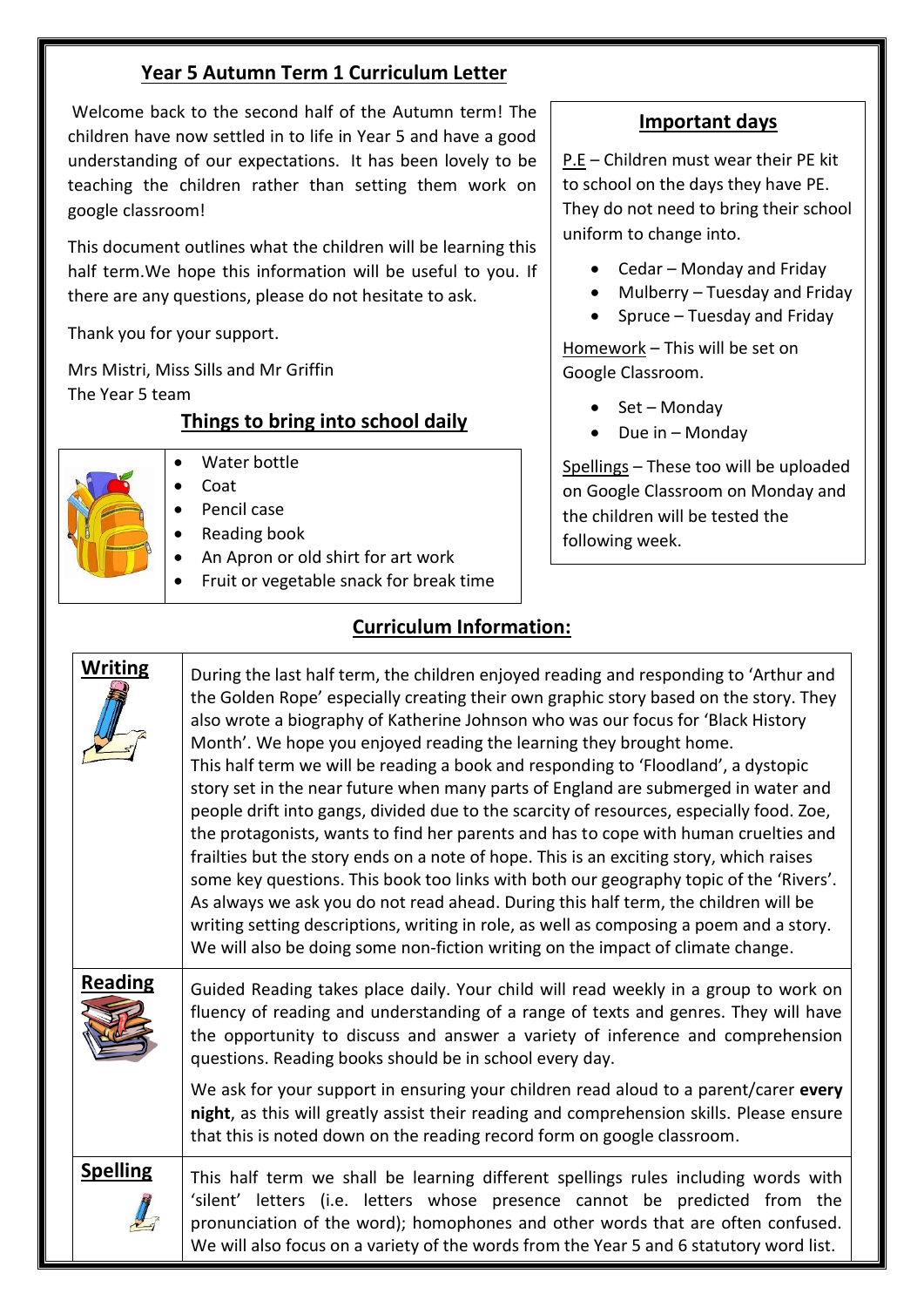# Year 5 Autumn Term 1 Curriculum Letter

Welcome back to the second half of the Autumn term! The children have now settled in to life in Year 5 and have a good understanding of our expectations. It has been lovely to be teaching the children rather than setting them work on google classroom!

This document outlines what the children will be learning this half term.We hope this information will be useful to you. If there are any questions, please do not hesitate to ask.

Thank you for your support.

Mrs Mistri, Miss Sills and Mr Griffin
The Year 5 team

## Things to bring into school daily

- Water bottle
- Coat
- Pencil case
- Reading book
- An Apron or old shirt for art work
- Fruit or vegetable snack for break time

## Important days

P.E – Children must wear their PE kit to school on the days they have PE. They do not need to bring their school uniform to change into.

- Cedar – Monday and Friday
- Mulberry – Tuesday and Friday
- Spruce – Tuesday and Friday

Homework – This will be set on Google Classroom.

- Set – Monday
- Due in – Monday

Spellings – These too will be uploaded on Google Classroom on Monday and the children will be tested the following week.

## Curriculum Information:

| | |
|---|---|
| **Writing** | During the last half term, the children enjoyed reading and responding to 'Arthur and the Golden Rope' especially creating their own graphic story based on the story. They also wrote a biography of Katherine Johnson who was our focus for 'Black History Month'. We hope you enjoyed reading the learning they brought home. This half term we will be reading a book and responding to 'Floodland', a dystopic story set in the near future when many parts of England are submerged in water and people drift into gangs, divided due to the scarcity of resources, especially food. Zoe, the protagonists, wants to find her parents and has to cope with human cruelties and frailties but the story ends on a note of hope. This is an exciting story, which raises some key questions. This book too links with both our geography topic of the 'Rivers'. As always we ask you do not read ahead. During this half term, the children will be writing setting descriptions, writing in role, as well as composing a poem and a story. We will also be doing some non-fiction writing on the impact of climate change. |
| **Reading** | Guided Reading takes place daily. Your child will read weekly in a group to work on fluency of reading and understanding of a range of texts and genres. They will have the opportunity to discuss and answer a variety of inference and comprehension questions. Reading books should be in school every day.<br><br>We ask for your support in ensuring your children read aloud to a parent/carer **every night**, as this will greatly assist their reading and comprehension skills. Please ensure that this is noted down on the reading record form on google classroom. |
| **Spelling** | This half term we shall be learning different spellings rules including words with 'silent' letters (i.e. letters whose presence cannot be predicted from the pronunciation of the word); homophones and other words that are often confused. We will also focus on a variety of the words from the Year 5 and 6 statutory word list. |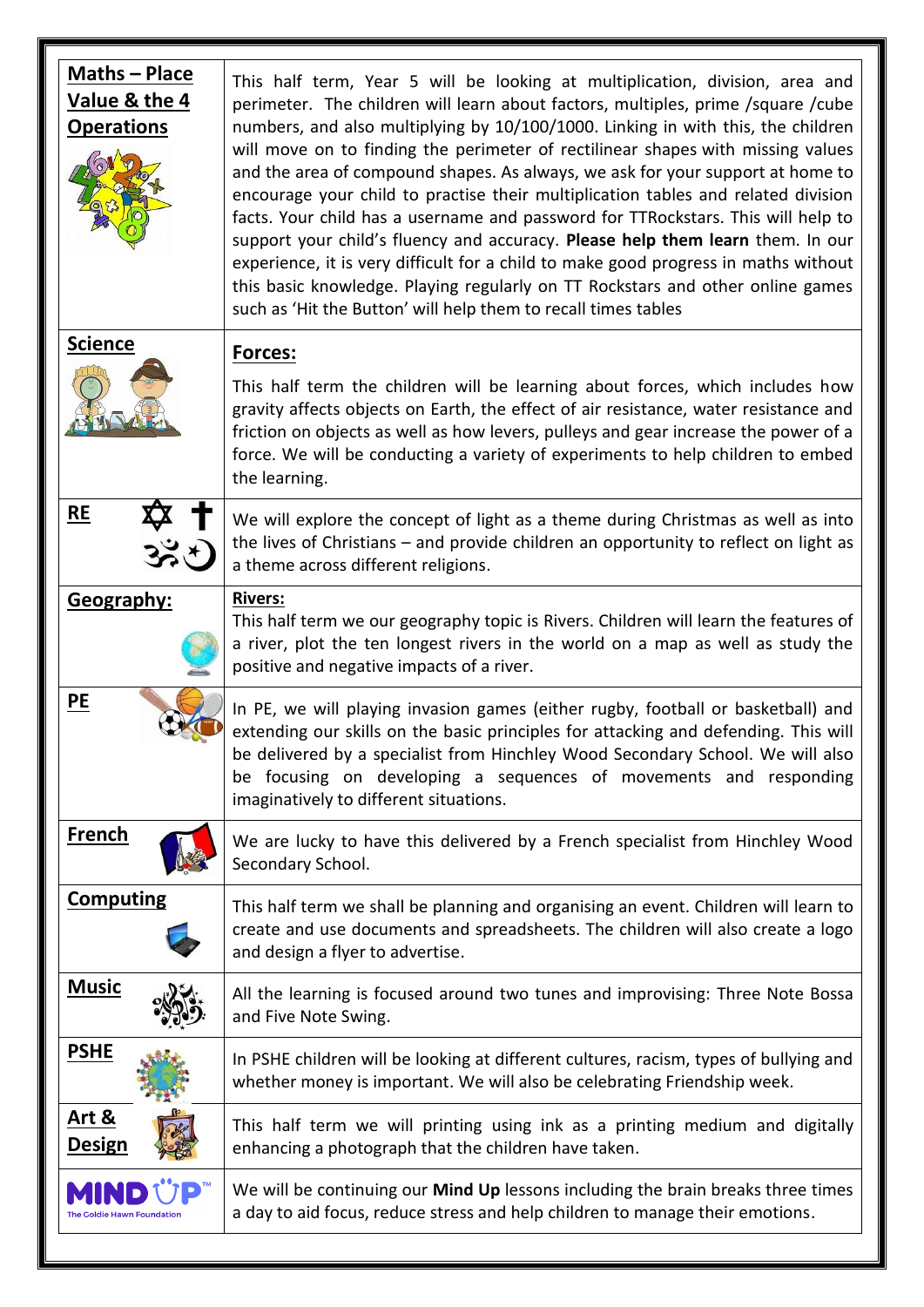| | |
|---|---|
| **Maths – Place Value & the 4 Operations** | This half term, Year 5 will be looking at multiplication, division, area and perimeter. The children will learn about factors, multiples, prime /square /cube numbers, and also multiplying by 10/100/1000. Linking in with this, the children will move on to finding the perimeter of rectilinear shapes with missing values and the area of compound shapes. As always, we ask for your support at home to encourage your child to practise their multiplication tables and related division facts. Your child has a username and password for TTRockstars. This will help to support your child's fluency and accuracy. **Please help them learn** them. In our experience, it is very difficult for a child to make good progress in maths without this basic knowledge. Playing regularly on TT Rockstars and other online games such as 'Hit the Button' will help them to recall times tables |
| **Science** | **Forces:** This half term the children will be learning about forces, which includes how gravity affects objects on Earth, the effect of air resistance, water resistance and friction on objects as well as how levers, pulleys and gear increase the power of a force. We will be conducting a variety of experiments to help children to embed the learning. |
| **RE** | We will explore the concept of light as a theme during Christmas as well as into the lives of Christians – and provide children an opportunity to reflect on light as a theme across different religions. |
| **Geography:** | **Rivers:** This half term we our geography topic is Rivers. Children will learn the features of a river, plot the ten longest rivers in the world on a map as well as study the positive and negative impacts of a river. |
| **PE** | In PE, we will playing invasion games (either rugby, football or basketball) and extending our skills on the basic principles for attacking and defending. This will be delivered by a specialist from Hinchley Wood Secondary School. We will also be focusing on developing a sequences of movements and responding imaginatively to different situations. |
| **French** | We are lucky to have this delivered by a French specialist from Hinchley Wood Secondary School. |
| **Computing** | This half term we shall be planning and organising an event. Children will learn to create and use documents and spreadsheets. The children will also create a logo and design a flyer to advertise. |
| **Music** | All the learning is focused around two tunes and improvising: Three Note Bossa and Five Note Swing. |
| **PSHE** | In PSHE children will be looking at different cultures, racism, types of bullying and whether money is important. We will also be celebrating Friendship week. |
| **Art & Design** | This half term we will printing using ink as a printing medium and digitally enhancing a photograph that the children have taken. |
| **MIND UP™** The Goldie Hawn Foundation | We will be continuing our **Mind Up** lessons including the brain breaks three times a day to aid focus, reduce stress and help children to manage their emotions. |